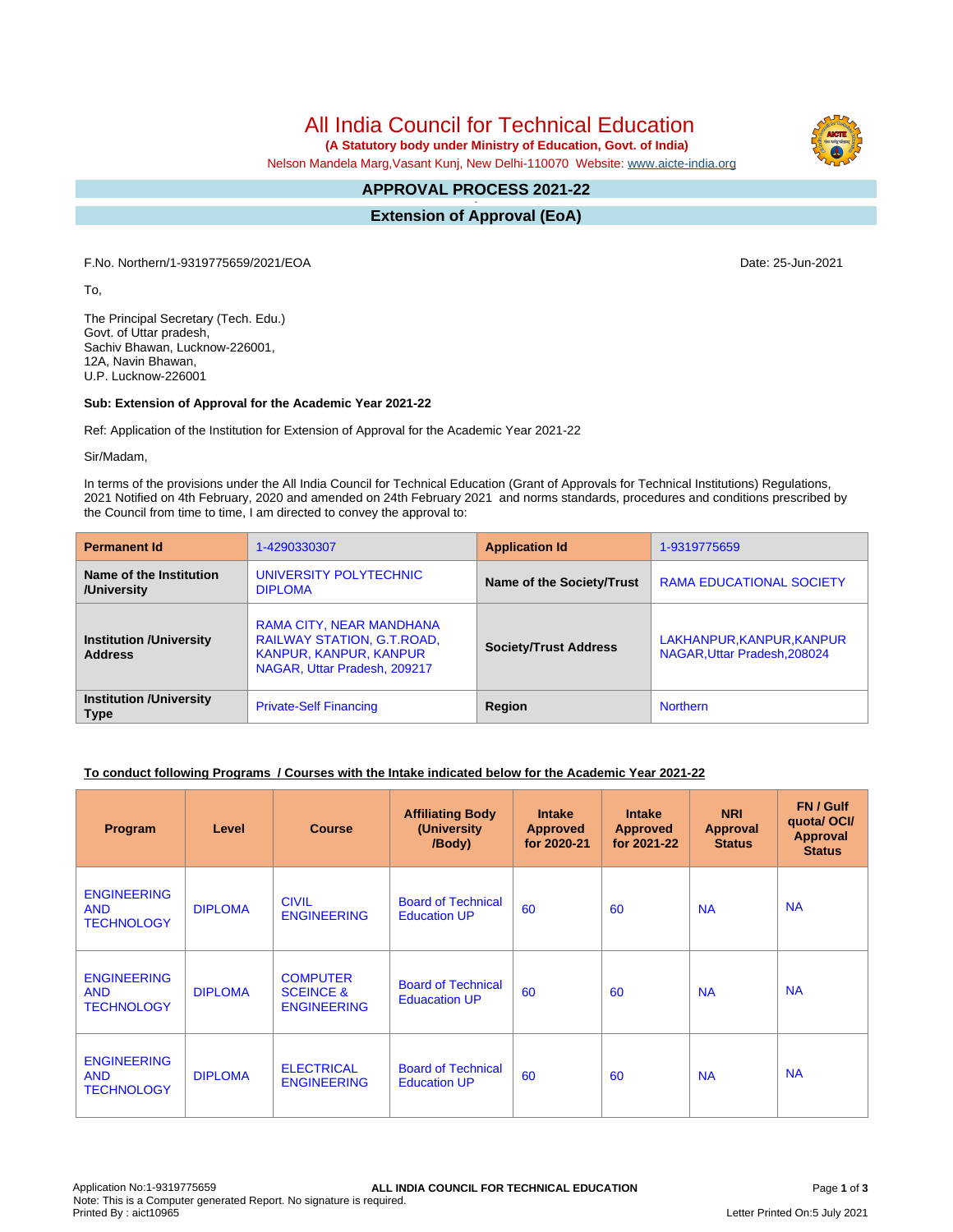# All India Council for Technical Education

**(A Statutory body under Ministry of Education, Govt. of India)**

Nelson Mandela Marg,Vasant Kunj, New Delhi-110070 Website: www.aicte-india.org

## APPROVAL PROCESS 2021-22

## Extension of Approval (EoA)

F.No. Northern/1-9319775659/2021/EOA

Date: 25-Jun-2021

To,

The Principal Secretary (Tech. Edu.)
Govt. of Uttar pradesh,
Sachiv Bhawan, Lucknow-226001,
12A, Navin Bhawan,
U.P. Lucknow-226001

**Sub: Extension of Approval for the Academic Year 2021-22**

Ref: Application of the Institution for Extension of Approval for the Academic Year 2021-22

Sir/Madam,

In terms of the provisions under the All India Council for Technical Education (Grant of Approvals for Technical Institutions) Regulations, 2021 Notified on 4th February, 2020 and amended on 24th February 2021 and norms standards, procedures and conditions prescribed by the Council from time to time, I am directed to convey the approval to:

| **Permanent Id** | 1-4290330307 | **Application Id** | 1-9319775659 |
|---|---|---|---|
| **Name of the Institution /University** | UNIVERSITY POLYTECHNIC DIPLOMA | **Name of the Society/Trust** | RAMA EDUCATIONAL SOCIETY |
| **Institution /University Address** | RAMA CITY, NEAR MANDHANA RAILWAY STATION, G.T.ROAD, KANPUR, KANPUR, KANPUR NAGAR, Uttar Pradesh, 209217 | **Society/Trust Address** | LAKHANPUR,KANPUR,KANPUR NAGAR,Uttar Pradesh,208024 |
| **Institution /University Type** | Private-Self Financing | **Region** | Northern |

**To conduct following Programs / Courses with the Intake indicated below for the Academic Year 2021-22**

| Program | Level | Course | Affiliating Body (University /Body) | Intake Approved for 2020-21 | Intake Approved for 2021-22 | NRI Approval Status | FN / Gulf quota/ OCI/ Approval Status |
|---|---|---|---|---|---|---|---|
| ENGINEERING AND TECHNOLOGY | DIPLOMA | CIVIL ENGINEERING | Board of Technical Education UP | 60 | 60 | NA | NA |
| ENGINEERING AND TECHNOLOGY | DIPLOMA | COMPUTER SCEINCE & ENGINEERING | Board of Technical Eduacation UP | 60 | 60 | NA | NA |
| ENGINEERING AND TECHNOLOGY | DIPLOMA | ELECTRICAL ENGINEERING | Board of Technical Education UP | 60 | 60 | NA | NA |

Application No:1-9319775659
Note: This is a Computer generated Report. No signature is required.
Printed By : aict10965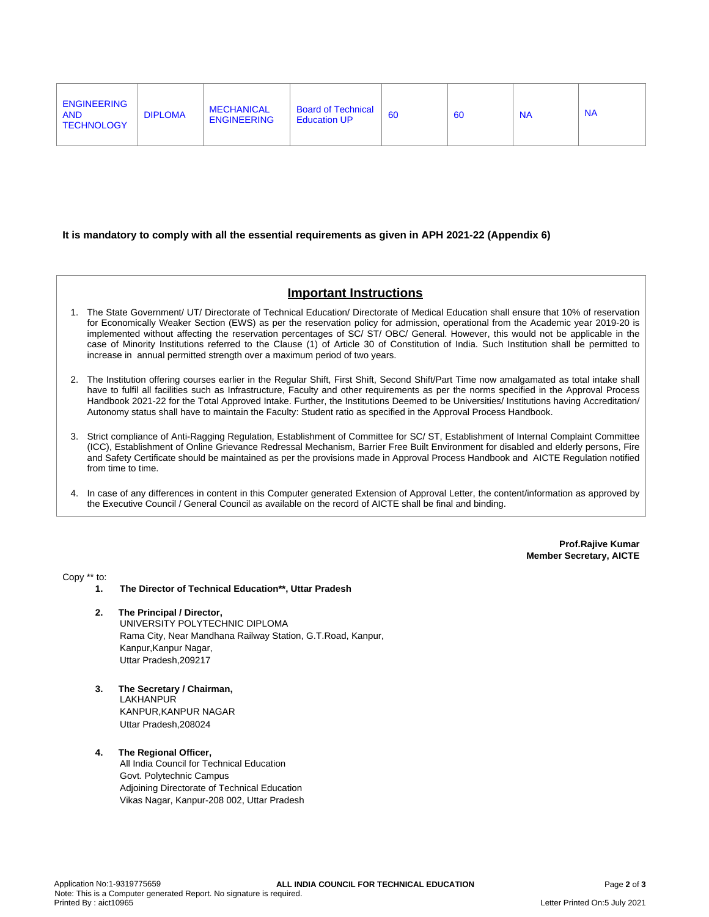| | | | | | | | |
|---|---|---|---|---|---|---|---|
| ENGINEERING AND TECHNOLOGY | DIPLOMA | MECHANICAL ENGINEERING | Board of Technical Education UP | 60 | 60 | NA | NA |

**It is mandatory to comply with all the essential requirements as given in APH 2021-22 (Appendix 6)**

## Important Instructions

1. The State Government/ UT/ Directorate of Technical Education/ Directorate of Medical Education shall ensure that 10% of reservation for Economically Weaker Section (EWS) as per the reservation policy for admission, operational from the Academic year 2019-20 is implemented without affecting the reservation percentages of SC/ ST/ OBC/ General. However, this would not be applicable in the case of Minority Institutions referred to the Clause (1) of Article 30 of Constitution of India. Such Institution shall be permitted to increase in annual permitted strength over a maximum period of two years.

2. The Institution offering courses earlier in the Regular Shift, First Shift, Second Shift/Part Time now amalgamated as total intake shall have to fulfil all facilities such as Infrastructure, Faculty and other requirements as per the norms specified in the Approval Process Handbook 2021-22 for the Total Approved Intake. Further, the Institutions Deemed to be Universities/ Institutions having Accreditation/ Autonomy status shall have to maintain the Faculty: Student ratio as specified in the Approval Process Handbook.

3. Strict compliance of Anti-Ragging Regulation, Establishment of Committee for SC/ ST, Establishment of Internal Complaint Committee (ICC), Establishment of Online Grievance Redressal Mechanism, Barrier Free Built Environment for disabled and elderly persons, Fire and Safety Certificate should be maintained as per the provisions made in Approval Process Handbook and AICTE Regulation notified from time to time.

4. In case of any differences in content in this Computer generated Extension of Approval Letter, the content/information as approved by the Executive Council / General Council as available on the record of AICTE shall be final and binding.

**Prof.Rajive Kumar**
**Member Secretary, AICTE**

Copy ** to:

1. **The Director of Technical Education**, Uttar Pradesh**

2. **The Principal / Director,**
   UNIVERSITY POLYTECHNIC DIPLOMA
   Rama City, Near Mandhana Railway Station, G.T.Road, Kanpur,
   Kanpur,Kanpur Nagar,
   Uttar Pradesh,209217

3. **The Secretary / Chairman,**
   LAKHANPUR
   KANPUR,KANPUR NAGAR
   Uttar Pradesh,208024

4. **The Regional Officer,**
   All India Council for Technical Education
   Govt. Polytechnic Campus
   Adjoining Directorate of Technical Education
   Vikas Nagar, Kanpur-208 002, Uttar Pradesh

Application No:1-9319775659
Note: This is a Computer generated Report. No signature is required.
Printed By : aict10965
Letter Printed On:5 July 2021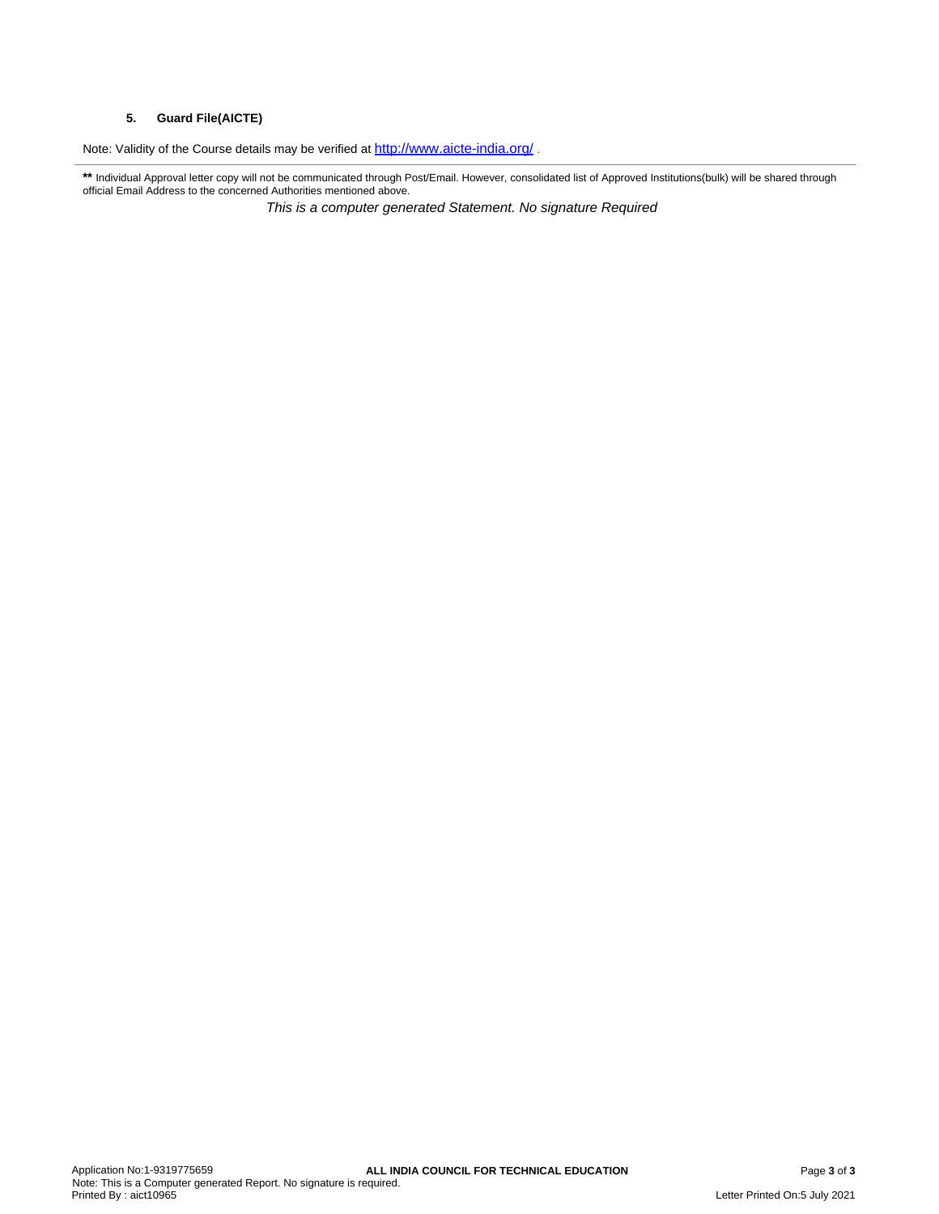5. **Guard File(AICTE)**

Note: Validity of the Course details may be verified at http://www.aicte-india.org/ .

---

**\*\*** Individual Approval letter copy will not be communicated through Post/Email. However, consolidated list of Approved Institutions(bulk) will be shared through official Email Address to the concerned Authorities mentioned above.

*This is a computer generated Statement. No signature Required*